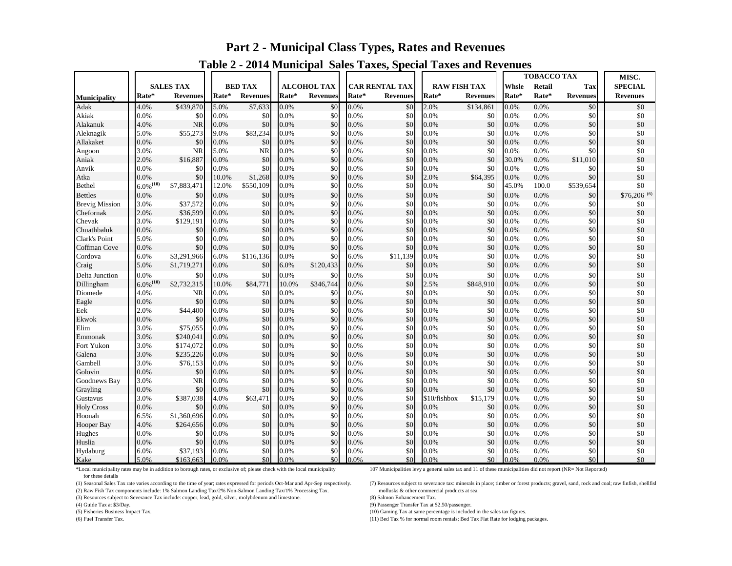# Part 2 - Municipal Class Types, Rates and Revenues

## Table 2 - 2014 Municipal Sales Taxes, Special Taxes and Revenues

| Municipality | SALES TAX | | BED TAX | | ALCOHOL TAX | | CAR RENTAL TAX | | RAW FISH TAX | | TOBACCO TAX | | | MISC. SPECIAL |
|---|---|---|---|---|---|---|---|---|---|---|---|---|---|---|
| | Rate* | Revenues | Rate* | Revenues | Rate* | Revenues | Rate* | Revenues | Rate* | Revenues | Whsle Rate* | Retail Rate* | Tax Revenues | Revenues |
| Adak | 4.0% | $439,870 | 5.0% | $7,633 | 0.0% | $0 | 0.0% | $0 | 2.0% | $134,861 | 0.0% | 0.0% | $0 | $0 |
| Akiak | 0.0% | $0 | 0.0% | $0 | 0.0% | $0 | 0.0% | $0 | 0.0% | $0 | 0.0% | 0.0% | $0 | $0 |
| Alakanuk | 4.0% | NR | 0.0% | $0 | 0.0% | $0 | 0.0% | $0 | 0.0% | $0 | 0.0% | 0.0% | $0 | $0 |
| Aleknagik | 5.0% | $55,273 | 9.0% | $83,234 | 0.0% | $0 | 0.0% | $0 | 0.0% | $0 | 0.0% | 0.0% | $0 | $0 |
| Allakaket | 0.0% | $0 | 0.0% | $0 | 0.0% | $0 | 0.0% | $0 | 0.0% | $0 | 0.0% | 0.0% | $0 | $0 |
| Angoon | 3.0% | NR | 5.0% | NR | 0.0% | $0 | 0.0% | $0 | 0.0% | $0 | 0.0% | 0.0% | $0 | $0 |
| Aniak | 2.0% | $16,887 | 0.0% | $0 | 0.0% | $0 | 0.0% | $0 | 0.0% | $0 | 30.0% | 0.0% | $11,010 | $0 |
| Anvik | 0.0% | $0 | 0.0% | $0 | 0.0% | $0 | 0.0% | $0 | 0.0% | $0 | 0.0% | 0.0% | $0 | $0 |
| Atka | 0.0% | $0 | 10.0% | $1,268 | 0.0% | $0 | 0.0% | $0 | 2.0% | $64,395 | 0.0% | 0.0% | $0 | $0 |
| Bethel | 6.0% (10) | $7,883,471 | 12.0% | $550,109 | 0.0% | $0 | 0.0% | $0 | 0.0% | $0 | 45.0% | 100.0 | $539,654 | $0 |
| Bettles | 0.0% | $0 | 0.0% | $0 | 0.0% | $0 | 0.0% | $0 | 0.0% | $0 | 0.0% | 0.0% | $0 | $76,206 (6) |
| Brevig Mission | 3.0% | $37,572 | 0.0% | $0 | 0.0% | $0 | 0.0% | $0 | 0.0% | $0 | 0.0% | 0.0% | $0 | $0 |
| Chefornak | 2.0% | $36,599 | 0.0% | $0 | 0.0% | $0 | 0.0% | $0 | 0.0% | $0 | 0.0% | 0.0% | $0 | $0 |
| Chevak | 3.0% | $129,191 | 0.0% | $0 | 0.0% | $0 | 0.0% | $0 | 0.0% | $0 | 0.0% | 0.0% | $0 | $0 |
| Chuathbaluk | 0.0% | $0 | 0.0% | $0 | 0.0% | $0 | 0.0% | $0 | 0.0% | $0 | 0.0% | 0.0% | $0 | $0 |
| Clark's Point | 5.0% | $0 | 0.0% | $0 | 0.0% | $0 | 0.0% | $0 | 0.0% | $0 | 0.0% | 0.0% | $0 | $0 |
| Coffman Cove | 0.0% | $0 | 0.0% | $0 | 0.0% | $0 | 0.0% | $0 | 0.0% | $0 | 0.0% | 0.0% | $0 | $0 |
| Cordova | 6.0% | $3,291,966 | 6.0% | $116,136 | 0.0% | $0 | 6.0% | $11,139 | 0.0% | $0 | 0.0% | 0.0% | $0 | $0 |
| Craig | 5.0% | $1,719,271 | 0.0% | $0 | 6.0% | $120,433 | 0.0% | $0 | 0.0% | $0 | 0.0% | 0.0% | $0 | $0 |
| Delta Junction | 0.0% | $0 | 0.0% | $0 | 0.0% | $0 | 0.0% | $0 | 0.0% | $0 | 0.0% | 0.0% | $0 | $0 |
| Dillingham | 6.0% (10) | $2,732,315 | 10.0% | $84,771 | 10.0% | $346,744 | 0.0% | $0 | 2.5% | $848,910 | 0.0% | 0.0% | $0 | $0 |
| Diomede | 4.0% | NR | 0.0% | $0 | 0.0% | $0 | 0.0% | $0 | 0.0% | $0 | 0.0% | 0.0% | $0 | $0 |
| Eagle | 0.0% | $0 | 0.0% | $0 | 0.0% | $0 | 0.0% | $0 | 0.0% | $0 | 0.0% | 0.0% | $0 | $0 |
| Eek | 2.0% | $44,400 | 0.0% | $0 | 0.0% | $0 | 0.0% | $0 | 0.0% | $0 | 0.0% | 0.0% | $0 | $0 |
| Ekwok | 0.0% | $0 | 0.0% | $0 | 0.0% | $0 | 0.0% | $0 | 0.0% | $0 | 0.0% | 0.0% | $0 | $0 |
| Elim | 3.0% | $75,055 | 0.0% | $0 | 0.0% | $0 | 0.0% | $0 | 0.0% | $0 | 0.0% | 0.0% | $0 | $0 |
| Emmonak | 3.0% | $240,041 | 0.0% | $0 | 0.0% | $0 | 0.0% | $0 | 0.0% | $0 | 0.0% | 0.0% | $0 | $0 |
| Fort Yukon | 3.0% | $174,072 | 0.0% | $0 | 0.0% | $0 | 0.0% | $0 | 0.0% | $0 | 0.0% | 0.0% | $0 | $0 |
| Galena | 3.0% | $235,226 | 0.0% | $0 | 0.0% | $0 | 0.0% | $0 | 0.0% | $0 | 0.0% | 0.0% | $0 | $0 |
| Gambell | 3.0% | $76,153 | 0.0% | $0 | 0.0% | $0 | 0.0% | $0 | 0.0% | $0 | 0.0% | 0.0% | $0 | $0 |
| Golovin | 0.0% | $0 | 0.0% | $0 | 0.0% | $0 | 0.0% | $0 | 0.0% | $0 | 0.0% | 0.0% | $0 | $0 |
| Goodnews Bay | 3.0% | NR | 0.0% | $0 | 0.0% | $0 | 0.0% | $0 | 0.0% | $0 | 0.0% | 0.0% | $0 | $0 |
| Grayling | 0.0% | $0 | 0.0% | $0 | 0.0% | $0 | 0.0% | $0 | 0.0% | $0 | 0.0% | 0.0% | $0 | $0 |
| Gustavus | 3.0% | $387,038 | 4.0% | $63,471 | 0.0% | $0 | 0.0% | $0 | $10/fishbox | $15,179 | 0.0% | 0.0% | $0 | $0 |
| Holy Cross | 0.0% | $0 | 0.0% | $0 | 0.0% | $0 | 0.0% | $0 | 0.0% | $0 | 0.0% | 0.0% | $0 | $0 |
| Hoonah | 6.5% | $1,360,696 | 0.0% | $0 | 0.0% | $0 | 0.0% | $0 | 0.0% | $0 | 0.0% | 0.0% | $0 | $0 |
| Hooper Bay | 4.0% | $264,656 | 0.0% | $0 | 0.0% | $0 | 0.0% | $0 | 0.0% | $0 | 0.0% | 0.0% | $0 | $0 |
| Hughes | 0.0% | $0 | 0.0% | $0 | 0.0% | $0 | 0.0% | $0 | 0.0% | $0 | 0.0% | 0.0% | $0 | $0 |
| Huslia | 0.0% | $0 | 0.0% | $0 | 0.0% | $0 | 0.0% | $0 | 0.0% | $0 | 0.0% | 0.0% | $0 | $0 |
| Hydaburg | 6.0% | $37,193 | 0.0% | $0 | 0.0% | $0 | 0.0% | $0 | 0.0% | $0 | 0.0% | 0.0% | $0 | $0 |
| Kake | 5.0% | $163,663 | 0.0% | $0 | 0.0% | $0 | 0.0% | $0 | 0.0% | $0 | 0.0% | 0.0% | $0 | $0 |

*Local municipality rates may be in addition to borough rates, or exclusive of; please check with the local municipality for these details

107 Municipalities levy a general sales tax and 11 of these municipalities did not report (NR= Not Reported)

(1) Seasonal Sales Tax rate varies according to the time of year; rates expressed for periods Oct-Mar and Apr-Sep respectively.
(2) Raw Fish Tax components include: 1% Salmon Landing Tax/2% Non-Salmon Landing Tax/1% Processing Tax.
(3) Resources subject to Severance Tax include: copper, lead, gold, silver, molybdenum and limestone.
(4) Guide Tax at $3/Day.
(5) Fisheries Business Impact Tax.
(6) Fuel Transfer Tax.
(7) Resources subject to severance tax: minerals in place; timber or forest products; gravel, sand, rock and coal; raw finfish, shellfish mollusks & other commercial products at sea.
(8) Salmon Enhancement Tax.
(9) Passenger Transfer Tax at $2.50/passenger.
(10) Gaming Tax at same percentage is included in the sales tax figures.
(11) Bed Tax % for normal room rentals; Bed Tax Flat Rate for lodging packages.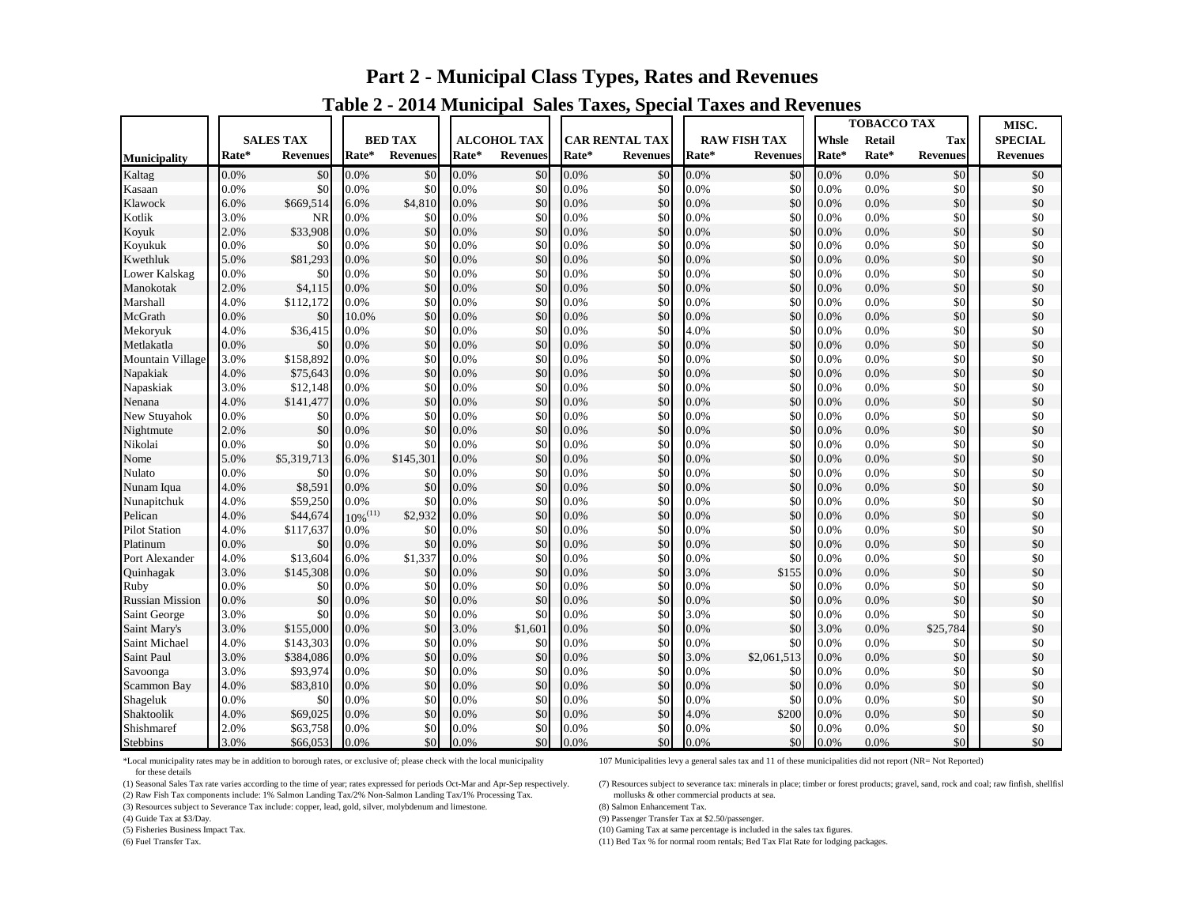# Part 2 - Municipal Class Types, Rates and Revenues

## Table 2 - 2014 Municipal Sales Taxes, Special Taxes and Revenues

| Municipality | SALES TAX | | BED TAX | | ALCOHOL TAX | | CAR RENTAL TAX | | RAW FISH TAX | | TOBACCO TAX | | | MISC. SPECIAL |
|---|---|---|---|---|---|---|---|---|---|---|---|---|---|---|
| | Rate* | Revenues | Rate* | Revenues | Rate* | Revenues | Rate* | Revenues | Rate* | Revenues | Whsle Rate* | Retail Rate* | Tax Revenues | Revenues |
| Kaltag | 0.0% | $0 | 0.0% | $0 | 0.0% | $0 | 0.0% | $0 | 0.0% | $0 | 0.0% | 0.0% | $0 | $0 |
| Kasaan | 0.0% | $0 | 0.0% | $0 | 0.0% | $0 | 0.0% | $0 | 0.0% | $0 | 0.0% | 0.0% | $0 | $0 |
| Klawock | 6.0% | $669,514 | 6.0% | $4,810 | 0.0% | $0 | 0.0% | $0 | 0.0% | $0 | 0.0% | 0.0% | $0 | $0 |
| Kotlik | 3.0% | NR | 0.0% | $0 | 0.0% | $0 | 0.0% | $0 | 0.0% | $0 | 0.0% | 0.0% | $0 | $0 |
| Koyuk | 2.0% | $33,908 | 0.0% | $0 | 0.0% | $0 | 0.0% | $0 | 0.0% | $0 | 0.0% | 0.0% | $0 | $0 |
| Koyukuk | 0.0% | $0 | 0.0% | $0 | 0.0% | $0 | 0.0% | $0 | 0.0% | $0 | 0.0% | 0.0% | $0 | $0 |
| Kwethluk | 5.0% | $81,293 | 0.0% | $0 | 0.0% | $0 | 0.0% | $0 | 0.0% | $0 | 0.0% | 0.0% | $0 | $0 |
| Lower Kalskag | 0.0% | $0 | 0.0% | $0 | 0.0% | $0 | 0.0% | $0 | 0.0% | $0 | 0.0% | 0.0% | $0 | $0 |
| Manokotak | 2.0% | $4,115 | 0.0% | $0 | 0.0% | $0 | 0.0% | $0 | 0.0% | $0 | 0.0% | 0.0% | $0 | $0 |
| Marshall | 4.0% | $112,172 | 0.0% | $0 | 0.0% | $0 | 0.0% | $0 | 0.0% | $0 | 0.0% | 0.0% | $0 | $0 |
| McGrath | 0.0% | $0 | 10.0% | $0 | 0.0% | $0 | 0.0% | $0 | 0.0% | $0 | 0.0% | 0.0% | $0 | $0 |
| Mekoryuk | 4.0% | $36,415 | 0.0% | $0 | 0.0% | $0 | 0.0% | $0 | 4.0% | $0 | 0.0% | 0.0% | $0 | $0 |
| Metlakatla | 0.0% | $0 | 0.0% | $0 | 0.0% | $0 | 0.0% | $0 | 0.0% | $0 | 0.0% | 0.0% | $0 | $0 |
| Mountain Village | 3.0% | $158,892 | 0.0% | $0 | 0.0% | $0 | 0.0% | $0 | 0.0% | $0 | 0.0% | 0.0% | $0 | $0 |
| Napakiak | 4.0% | $75,643 | 0.0% | $0 | 0.0% | $0 | 0.0% | $0 | 0.0% | $0 | 0.0% | 0.0% | $0 | $0 |
| Napaskiak | 3.0% | $12,148 | 0.0% | $0 | 0.0% | $0 | 0.0% | $0 | 0.0% | $0 | 0.0% | 0.0% | $0 | $0 |
| Nenana | 4.0% | $141,477 | 0.0% | $0 | 0.0% | $0 | 0.0% | $0 | 0.0% | $0 | 0.0% | 0.0% | $0 | $0 |
| New Stuyahok | 0.0% | $0 | 0.0% | $0 | 0.0% | $0 | 0.0% | $0 | 0.0% | $0 | 0.0% | 0.0% | $0 | $0 |
| Nightmute | 2.0% | $0 | 0.0% | $0 | 0.0% | $0 | 0.0% | $0 | 0.0% | $0 | 0.0% | 0.0% | $0 | $0 |
| Nikolai | 0.0% | $0 | 0.0% | $0 | 0.0% | $0 | 0.0% | $0 | 0.0% | $0 | 0.0% | 0.0% | $0 | $0 |
| Nome | 5.0% | $5,319,713 | 6.0% | $145,301 | 0.0% | $0 | 0.0% | $0 | 0.0% | $0 | 0.0% | 0.0% | $0 | $0 |
| Nulato | 0.0% | $0 | 0.0% | $0 | 0.0% | $0 | 0.0% | $0 | 0.0% | $0 | 0.0% | 0.0% | $0 | $0 |
| Nunam Iqua | 4.0% | $8,591 | 0.0% | $0 | 0.0% | $0 | 0.0% | $0 | 0.0% | $0 | 0.0% | 0.0% | $0 | $0 |
| Nunapitchuk | 4.0% | $59,250 | 0.0% | $0 | 0.0% | $0 | 0.0% | $0 | 0.0% | $0 | 0.0% | 0.0% | $0 | $0 |
| Pelican | 4.0% | $44,674 | 10% (11) | $2,932 | 0.0% | $0 | 0.0% | $0 | 0.0% | $0 | 0.0% | 0.0% | $0 | $0 |
| Pilot Station | 4.0% | $117,637 | 0.0% | $0 | 0.0% | $0 | 0.0% | $0 | 0.0% | $0 | 0.0% | 0.0% | $0 | $0 |
| Platinum | 0.0% | $0 | 0.0% | $0 | 0.0% | $0 | 0.0% | $0 | 0.0% | $0 | 0.0% | 0.0% | $0 | $0 |
| Port Alexander | 4.0% | $13,604 | 6.0% | $1,337 | 0.0% | $0 | 0.0% | $0 | 0.0% | $0 | 0.0% | 0.0% | $0 | $0 |
| Quinhagak | 3.0% | $145,308 | 0.0% | $0 | 0.0% | $0 | 0.0% | $0 | 3.0% | $155 | 0.0% | 0.0% | $0 | $0 |
| Ruby | 0.0% | $0 | 0.0% | $0 | 0.0% | $0 | 0.0% | $0 | 0.0% | $0 | 0.0% | 0.0% | $0 | $0 |
| Russian Mission | 0.0% | $0 | 0.0% | $0 | 0.0% | $0 | 0.0% | $0 | 0.0% | $0 | 0.0% | 0.0% | $0 | $0 |
| Saint George | 3.0% | $0 | 0.0% | $0 | 0.0% | $0 | 0.0% | $0 | 3.0% | $0 | 0.0% | 0.0% | $0 | $0 |
| Saint Mary's | 3.0% | $155,000 | 0.0% | $0 | 3.0% | $1,601 | 0.0% | $0 | 0.0% | $0 | 3.0% | 0.0% | $25,784 | $0 |
| Saint Michael | 4.0% | $143,303 | 0.0% | $0 | 0.0% | $0 | 0.0% | $0 | 0.0% | $0 | 0.0% | 0.0% | $0 | $0 |
| Saint Paul | 3.0% | $384,086 | 0.0% | $0 | 0.0% | $0 | 0.0% | $0 | 3.0% | $2,061,513 | 0.0% | 0.0% | $0 | $0 |
| Savoonga | 3.0% | $93,974 | 0.0% | $0 | 0.0% | $0 | 0.0% | $0 | 0.0% | $0 | 0.0% | 0.0% | $0 | $0 |
| Scammon Bay | 4.0% | $83,810 | 0.0% | $0 | 0.0% | $0 | 0.0% | $0 | 0.0% | $0 | 0.0% | 0.0% | $0 | $0 |
| Shageluk | 0.0% | $0 | 0.0% | $0 | 0.0% | $0 | 0.0% | $0 | 0.0% | $0 | 0.0% | 0.0% | $0 | $0 |
| Shaktoolik | 4.0% | $69,025 | 0.0% | $0 | 0.0% | $0 | 0.0% | $0 | 4.0% | $200 | 0.0% | 0.0% | $0 | $0 |
| Shishmaref | 2.0% | $63,758 | 0.0% | $0 | 0.0% | $0 | 0.0% | $0 | 0.0% | $0 | 0.0% | 0.0% | $0 | $0 |
| Stebbins | 3.0% | $66,053 | 0.0% | $0 | 0.0% | $0 | 0.0% | $0 | 0.0% | $0 | 0.0% | 0.0% | $0 | $0 |

*Local municipality rates may be in addition to borough rates, or exclusive of; please check with the local municipality for these details

107 Municipalities levy a general sales tax and 11 of these municipalities did not report (NR= Not Reported)

(1) Seasonal Sales Tax rate varies according to the time of year; rates expressed for periods Oct-Mar and Apr-Sep respectively.
(2) Raw Fish Tax components include: 1% Salmon Landing Tax/2% Non-Salmon Landing Tax/1% Processing Tax.
(3) Resources subject to Severance Tax include: copper, lead, gold, silver, molybdenum and limestone.
(4) Guide Tax at $3/Day.
(5) Fisheries Business Impact Tax.
(6) Fuel Transfer Tax.
(7) Resources subject to severance tax: minerals in place; timber or forest products; gravel, sand, rock and coal; raw finfish, shellfish mollusks & other commercial products at sea.
(8) Salmon Enhancement Tax.
(9) Passenger Transfer Tax at $2.50/passenger.
(10) Gaming Tax at same percentage is included in the sales tax figures.
(11) Bed Tax % for normal room rentals; Bed Tax Flat Rate for lodging packages.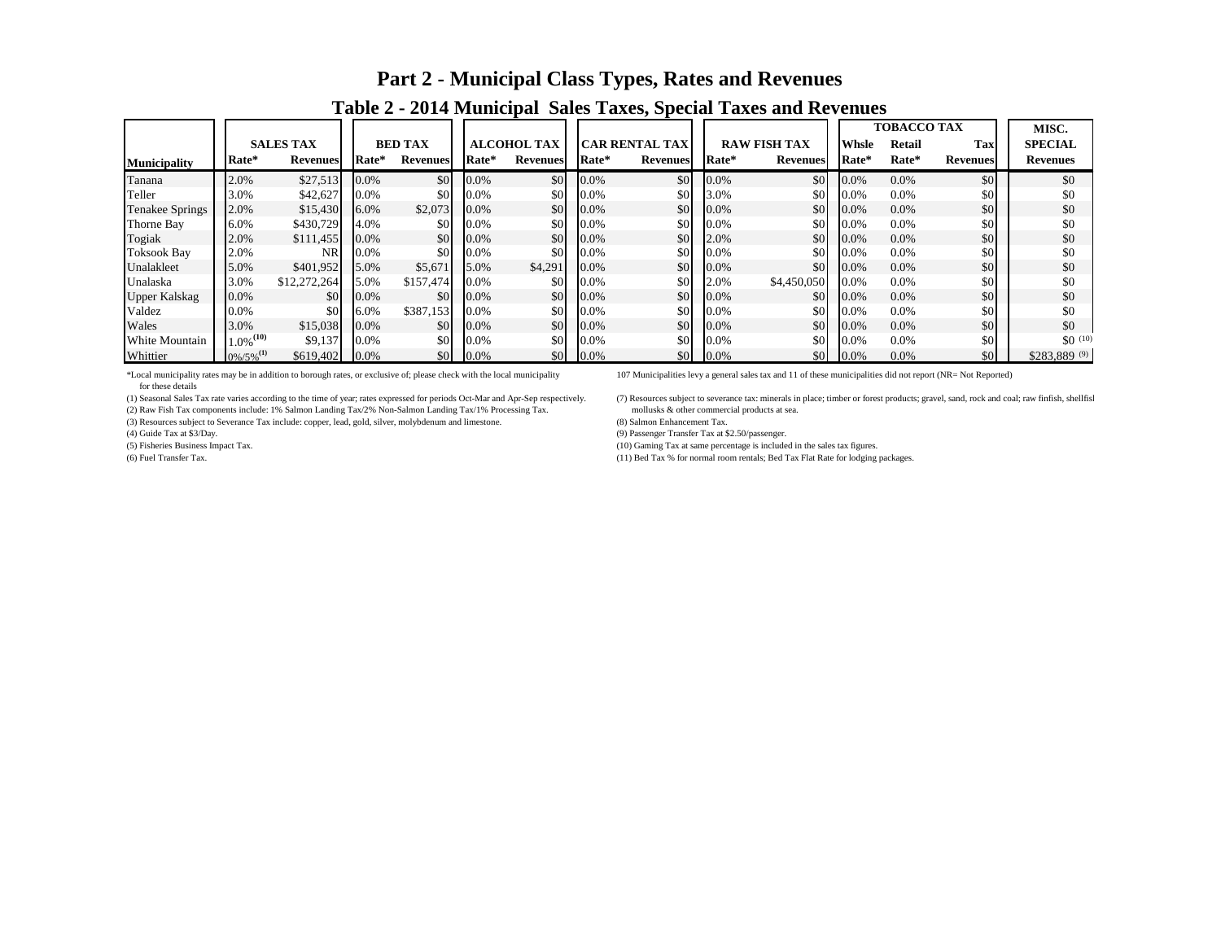# Part 2 - Municipal Class Types, Rates and Revenues

## Table 2 - 2014 Municipal Sales Taxes, Special Taxes and Revenues

| | SALES TAX | | BED TAX | | ALCOHOL TAX | | CAR RENTAL TAX | | RAW FISH TAX | | TOBACCO TAX | | | MISC. SPECIAL |
|---|---|---|---|---|---|---|---|---|---|---|---|---|---|---|
| Municipality | Rate* | Revenues | Rate* | Revenues | Rate* | Revenues | Rate* | Revenues | Rate* | Revenues | Whsle Rate* | Retail Rate* | Tax Revenues | Revenues |
| Tanana | 2.0% | $27,513 | 0.0% | $0 | 0.0% | $0 | 0.0% | $0 | 0.0% | $0 | 0.0% | 0.0% | $0 | $0 |
| Teller | 3.0% | $42,627 | 0.0% | $0 | 0.0% | $0 | 0.0% | $0 | 3.0% | $0 | 0.0% | 0.0% | $0 | $0 |
| Tenakee Springs | 2.0% | $15,430 | 6.0% | $2,073 | 0.0% | $0 | 0.0% | $0 | 0.0% | $0 | 0.0% | 0.0% | $0 | $0 |
| Thorne Bay | 6.0% | $430,729 | 4.0% | $0 | 0.0% | $0 | 0.0% | $0 | 0.0% | $0 | 0.0% | 0.0% | $0 | $0 |
| Togiak | 2.0% | $111,455 | 0.0% | $0 | 0.0% | $0 | 0.0% | $0 | 2.0% | $0 | 0.0% | 0.0% | $0 | $0 |
| Toksook Bay | 2.0% | NR | 0.0% | $0 | 0.0% | $0 | 0.0% | $0 | 0.0% | $0 | 0.0% | 0.0% | $0 | $0 |
| Unalakleet | 5.0% | $401,952 | 5.0% | $5,671 | 5.0% | $4,291 | 0.0% | $0 | 0.0% | $0 | 0.0% | 0.0% | $0 | $0 |
| Unalaska | 3.0% | $12,272,264 | 5.0% | $157,474 | 0.0% | $0 | 0.0% | $0 | 2.0% | $4,450,050 | 0.0% | 0.0% | $0 | $0 |
| Upper Kalskag | 0.0% | $0 | 0.0% | $0 | 0.0% | $0 | 0.0% | $0 | 0.0% | $0 | 0.0% | 0.0% | $0 | $0 |
| Valdez | 0.0% | $0 | 6.0% | $387,153 | 0.0% | $0 | 0.0% | $0 | 0.0% | $0 | 0.0% | 0.0% | $0 | $0 |
| Wales | 3.0% | $15,038 | 0.0% | $0 | 0.0% | $0 | 0.0% | $0 | 0.0% | $0 | 0.0% | 0.0% | $0 | $0 |
| White Mountain | 1.0% (10) | $9,137 | 0.0% | $0 | 0.0% | $0 | 0.0% | $0 | 0.0% | $0 | 0.0% | 0.0% | $0 | $0 (10) |
| Whittier | 0%/5% (1) | $619,402 | 0.0% | $0 | 0.0% | $0 | 0.0% | $0 | 0.0% | $0 | 0.0% | 0.0% | $0 | $283,889 (9) |

*Local municipality rates may be in addition to borough rates, or exclusive of; please check with the local municipality for these details

(1) Seasonal Sales Tax rate varies according to the time of year; rates expressed for periods Oct-Mar and Apr-Sep respectively.

(2) Raw Fish Tax components include: 1% Salmon Landing Tax/2% Non-Salmon Landing Tax/1% Processing Tax.

(3) Resources subject to Severance Tax include: copper, lead, gold, silver, molybdenum and limestone.

(4) Guide Tax at $3/Day.

(5) Fisheries Business Impact Tax.

(6) Fuel Transfer Tax.

107 Municipalities levy a general sales tax and 11 of these municipalities did not report (NR= Not Reported)

(7) Resources subject to severance tax: minerals in place; timber or forest products; gravel, sand, rock and coal; raw finfish, shellfish mollusks & other commercial products at sea.

(8) Salmon Enhancement Tax.

(9) Passenger Transfer Tax at $2.50/passenger.

(10) Gaming Tax at same percentage is included in the sales tax figures.

(11) Bed Tax % for normal room rentals; Bed Tax Flat Rate for lodging packages.